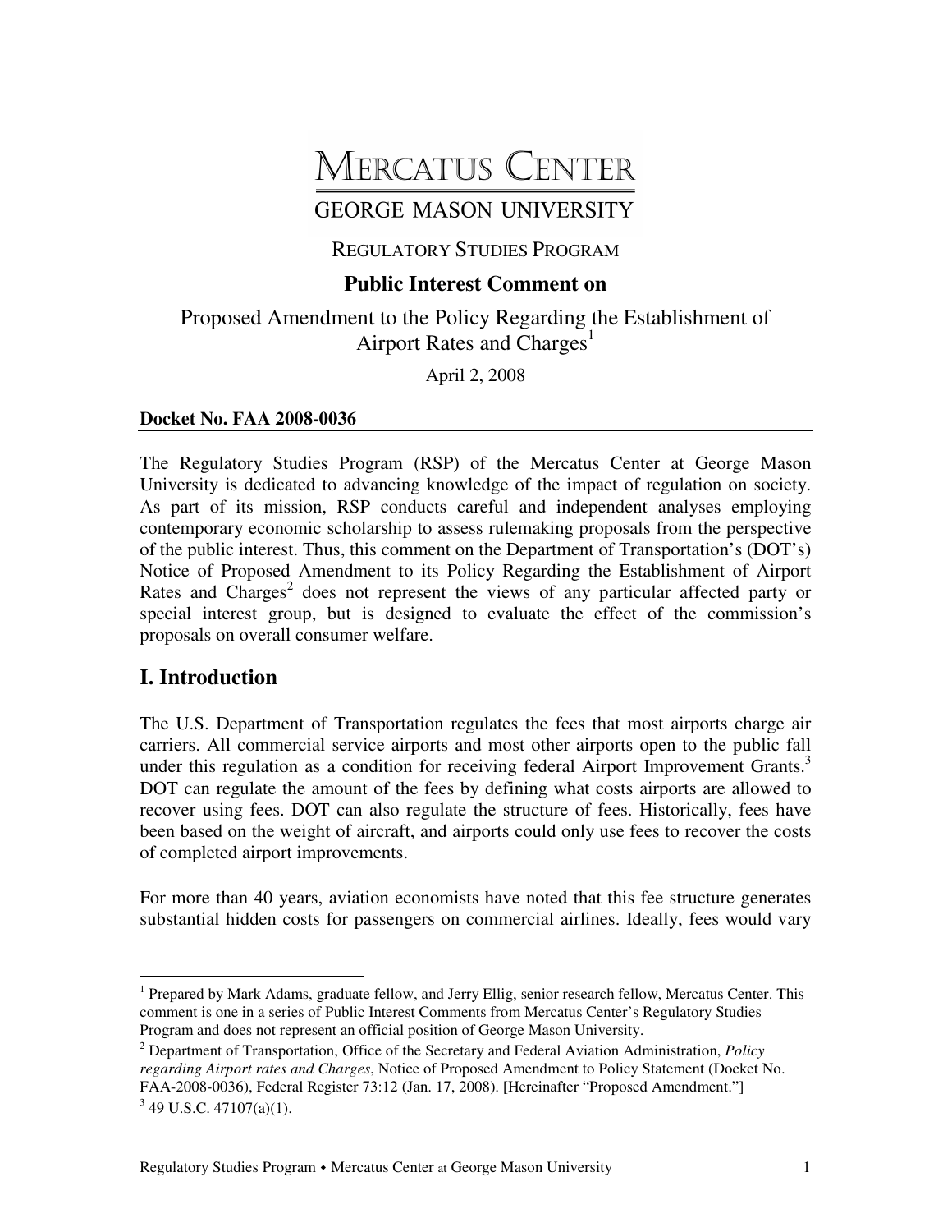# MERCATUS CENTER

GEORGE MASON UNIVERSITY

REGULATORY STUDIES PROGRAM

## Public Interest Comment on

Proposed Amendment to the Policy Regarding the Establishment of Airport Rates and Charges[1]

April 2, 2008

**Docket No. FAA 2008-0036**

The Regulatory Studies Program (RSP) of the Mercatus Center at George Mason University is dedicated to advancing knowledge of the impact of regulation on society. As part of its mission, RSP conducts careful and independent analyses employing contemporary economic scholarship to assess rulemaking proposals from the perspective of the public interest. Thus, this comment on the Department of Transportation's (DOT's) Notice of Proposed Amendment to its Policy Regarding the Establishment of Airport Rates and Charges[2] does not represent the views of any particular affected party or special interest group, but is designed to evaluate the effect of the commission's proposals on overall consumer welfare.

## I. Introduction

The U.S. Department of Transportation regulates the fees that most airports charge air carriers. All commercial service airports and most other airports open to the public fall under this regulation as a condition for receiving federal Airport Improvement Grants.[3] DOT can regulate the amount of the fees by defining what costs airports are allowed to recover using fees. DOT can also regulate the structure of fees. Historically, fees have been based on the weight of aircraft, and airports could only use fees to recover the costs of completed airport improvements.

For more than 40 years, aviation economists have noted that this fee structure generates substantial hidden costs for passengers on commercial airlines. Ideally, fees would vary

---

[1] Prepared by Mark Adams, graduate fellow, and Jerry Ellig, senior research fellow, Mercatus Center. This comment is one in a series of Public Interest Comments from Mercatus Center's Regulatory Studies Program and does not represent an official position of George Mason University.

[2] Department of Transportation, Office of the Secretary and Federal Aviation Administration, *Policy regarding Airport rates and Charges*, Notice of Proposed Amendment to Policy Statement (Docket No. FAA-2008-0036), Federal Register 73:12 (Jan. 17, 2008). [Hereinafter "Proposed Amendment."]

[3] 49 U.S.C. 47107(a)(1).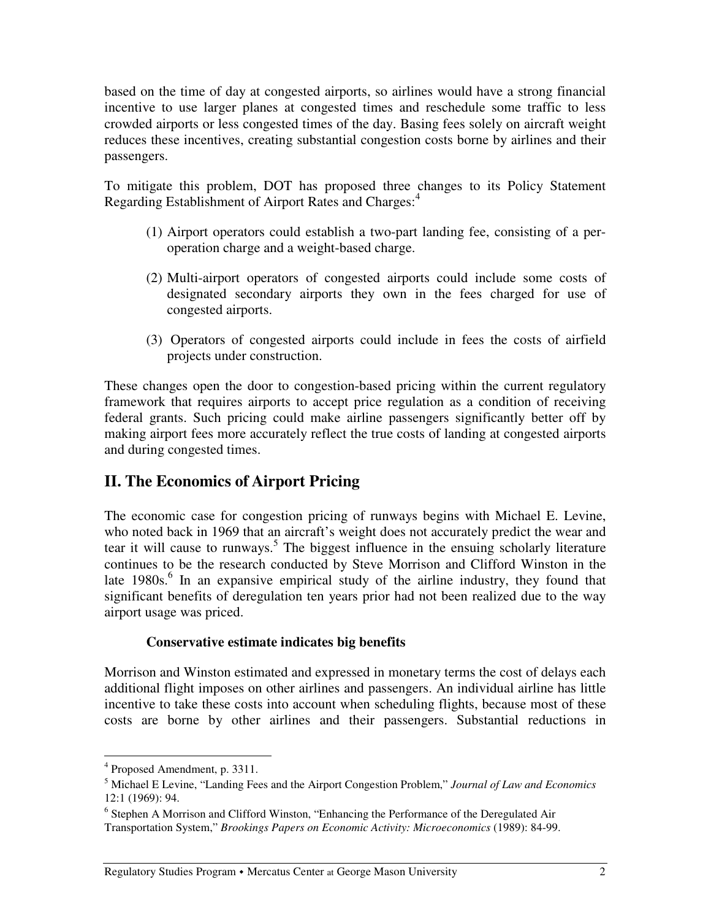based on the time of day at congested airports, so airlines would have a strong financial incentive to use larger planes at congested times and reschedule some traffic to less crowded airports or less congested times of the day. Basing fees solely on aircraft weight reduces these incentives, creating substantial congestion costs borne by airlines and their passengers.

To mitigate this problem, DOT has proposed three changes to its Policy Statement Regarding Establishment of Airport Rates and Charges:[4]

(1) Airport operators could establish a two-part landing fee, consisting of a per-operation charge and a weight-based charge.

(2) Multi-airport operators of congested airports could include some costs of designated secondary airports they own in the fees charged for use of congested airports.

(3) Operators of congested airports could include in fees the costs of airfield projects under construction.

These changes open the door to congestion-based pricing within the current regulatory framework that requires airports to accept price regulation as a condition of receiving federal grants. Such pricing could make airline passengers significantly better off by making airport fees more accurately reflect the true costs of landing at congested airports and during congested times.

## II. The Economics of Airport Pricing

The economic case for congestion pricing of runways begins with Michael E. Levine, who noted back in 1969 that an aircraft's weight does not accurately predict the wear and tear it will cause to runways.[5] The biggest influence in the ensuing scholarly literature continues to be the research conducted by Steve Morrison and Clifford Winston in the late 1980s.[6] In an expansive empirical study of the airline industry, they found that significant benefits of deregulation ten years prior had not been realized due to the way airport usage was priced.

### Conservative estimate indicates big benefits

Morrison and Winston estimated and expressed in monetary terms the cost of delays each additional flight imposes on other airlines and passengers. An individual airline has little incentive to take these costs into account when scheduling flights, because most of these costs are borne by other airlines and their passengers. Substantial reductions in

---

[4] Proposed Amendment, p. 3311.

[5] Michael E Levine, "Landing Fees and the Airport Congestion Problem," *Journal of Law and Economics* 12:1 (1969): 94.

[6] Stephen A Morrison and Clifford Winston, "Enhancing the Performance of the Deregulated Air Transportation System," *Brookings Papers on Economic Activity: Microeconomics* (1989): 84-99.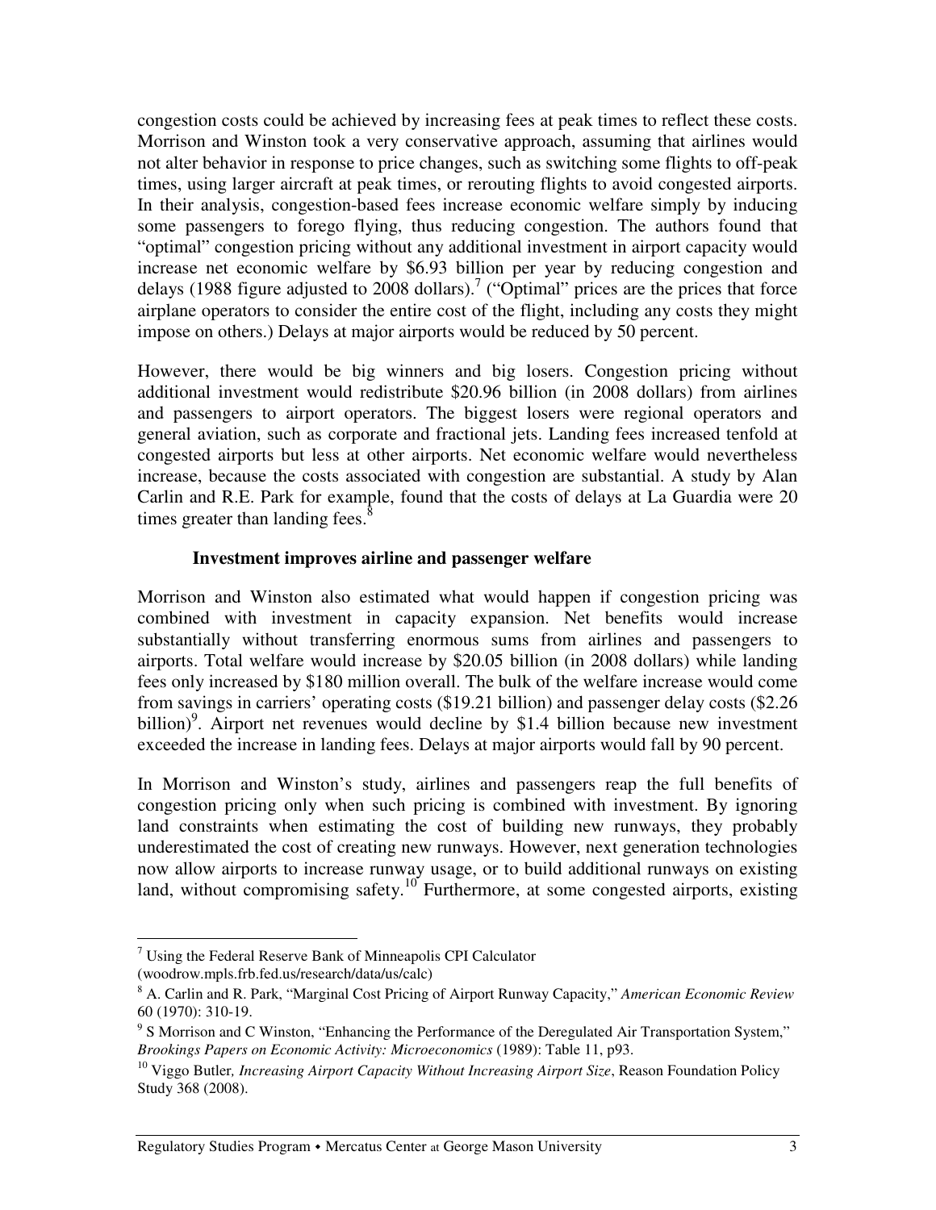congestion costs could be achieved by increasing fees at peak times to reflect these costs. Morrison and Winston took a very conservative approach, assuming that airlines would not alter behavior in response to price changes, such as switching some flights to off-peak times, using larger aircraft at peak times, or rerouting flights to avoid congested airports. In their analysis, congestion-based fees increase economic welfare simply by inducing some passengers to forego flying, thus reducing congestion. The authors found that "optimal" congestion pricing without any additional investment in airport capacity would increase net economic welfare by $6.93 billion per year by reducing congestion and delays (1988 figure adjusted to 2008 dollars).[7] ("Optimal" prices are the prices that force airplane operators to consider the entire cost of the flight, including any costs they might impose on others.) Delays at major airports would be reduced by 50 percent.

However, there would be big winners and big losers. Congestion pricing without additional investment would redistribute $20.96 billion (in 2008 dollars) from airlines and passengers to airport operators. The biggest losers were regional operators and general aviation, such as corporate and fractional jets. Landing fees increased tenfold at congested airports but less at other airports. Net economic welfare would nevertheless increase, because the costs associated with congestion are substantial. A study by Alan Carlin and R.E. Park for example, found that the costs of delays at La Guardia were 20 times greater than landing fees.[8]

### Investment improves airline and passenger welfare

Morrison and Winston also estimated what would happen if congestion pricing was combined with investment in capacity expansion. Net benefits would increase substantially without transferring enormous sums from airlines and passengers to airports. Total welfare would increase by $20.05 billion (in 2008 dollars) while landing fees only increased by $180 million overall. The bulk of the welfare increase would come from savings in carriers' operating costs ($19.21 billion) and passenger delay costs ($2.26 billion)[9]. Airport net revenues would decline by $1.4 billion because new investment exceeded the increase in landing fees. Delays at major airports would fall by 90 percent.

In Morrison and Winston's study, airlines and passengers reap the full benefits of congestion pricing only when such pricing is combined with investment. By ignoring land constraints when estimating the cost of building new runways, they probably underestimated the cost of creating new runways. However, next generation technologies now allow airports to increase runway usage, or to build additional runways on existing land, without compromising safety.[10] Furthermore, at some congested airports, existing

---

[7] Using the Federal Reserve Bank of Minneapolis CPI Calculator (woodrow.mpls.frb.fed.us/research/data/us/calc)

[8] A. Carlin and R. Park, "Marginal Cost Pricing of Airport Runway Capacity," *American Economic Review* 60 (1970): 310-19.

[9] S Morrison and C Winston, "Enhancing the Performance of the Deregulated Air Transportation System," *Brookings Papers on Economic Activity: Microeconomics* (1989): Table 11, p93.

[10] Viggo Butler*, Increasing Airport Capacity Without Increasing Airport Size*, Reason Foundation Policy Study 368 (2008).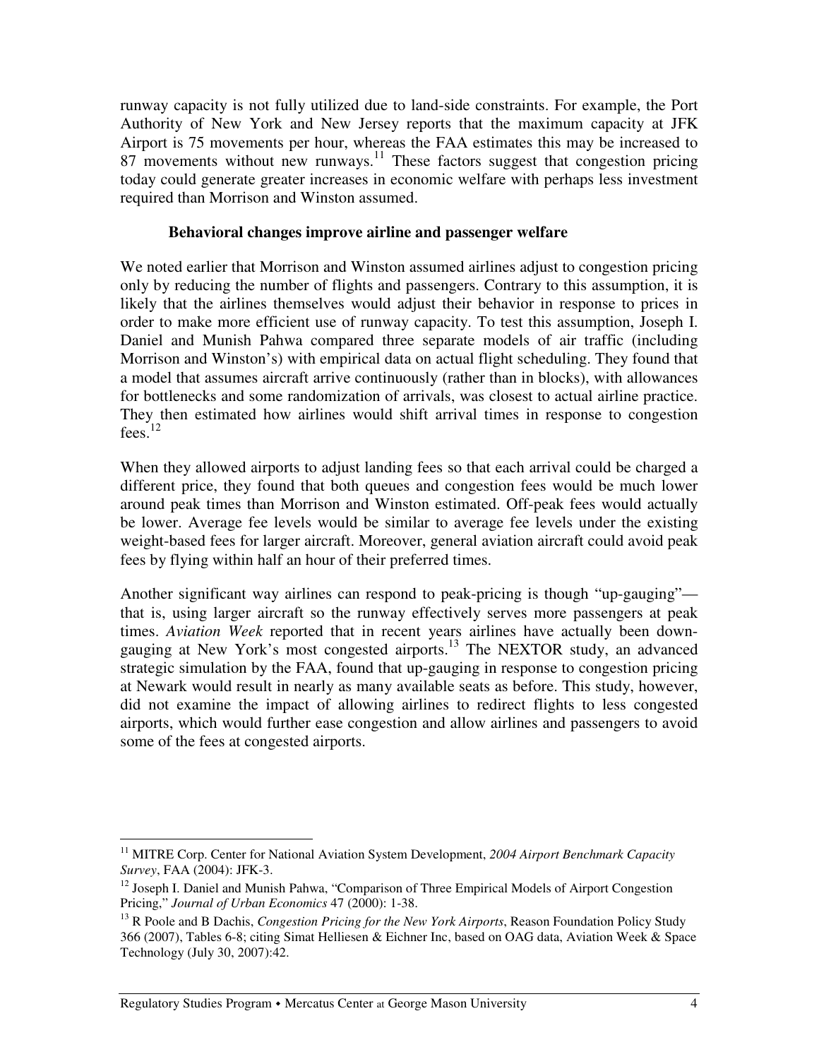runway capacity is not fully utilized due to land-side constraints. For example, the Port Authority of New York and New Jersey reports that the maximum capacity at JFK Airport is 75 movements per hour, whereas the FAA estimates this may be increased to 87 movements without new runways.[11] These factors suggest that congestion pricing today could generate greater increases in economic welfare with perhaps less investment required than Morrison and Winston assumed.

### Behavioral changes improve airline and passenger welfare

We noted earlier that Morrison and Winston assumed airlines adjust to congestion pricing only by reducing the number of flights and passengers. Contrary to this assumption, it is likely that the airlines themselves would adjust their behavior in response to prices in order to make more efficient use of runway capacity. To test this assumption, Joseph I. Daniel and Munish Pahwa compared three separate models of air traffic (including Morrison and Winston's) with empirical data on actual flight scheduling. They found that a model that assumes aircraft arrive continuously (rather than in blocks), with allowances for bottlenecks and some randomization of arrivals, was closest to actual airline practice. They then estimated how airlines would shift arrival times in response to congestion fees.[12]

When they allowed airports to adjust landing fees so that each arrival could be charged a different price, they found that both queues and congestion fees would be much lower around peak times than Morrison and Winston estimated. Off-peak fees would actually be lower. Average fee levels would be similar to average fee levels under the existing weight-based fees for larger aircraft. Moreover, general aviation aircraft could avoid peak fees by flying within half an hour of their preferred times.

Another significant way airlines can respond to peak-pricing is though "up-gauging"—that is, using larger aircraft so the runway effectively serves more passengers at peak times. *Aviation Week* reported that in recent years airlines have actually been down-gauging at New York's most congested airports.[13] The NEXTOR study, an advanced strategic simulation by the FAA, found that up-gauging in response to congestion pricing at Newark would result in nearly as many available seats as before. This study, however, did not examine the impact of allowing airlines to redirect flights to less congested airports, which would further ease congestion and allow airlines and passengers to avoid some of the fees at congested airports.

---

[11] MITRE Corp. Center for National Aviation System Development, *2004 Airport Benchmark Capacity Survey*, FAA (2004): JFK-3.

[12] Joseph I. Daniel and Munish Pahwa, "Comparison of Three Empirical Models of Airport Congestion Pricing," *Journal of Urban Economics* 47 (2000): 1-38.

[13] R Poole and B Dachis, *Congestion Pricing for the New York Airports*, Reason Foundation Policy Study 366 (2007), Tables 6-8; citing Simat Helliesen & Eichner Inc, based on OAG data, Aviation Week & Space Technology (July 30, 2007):42.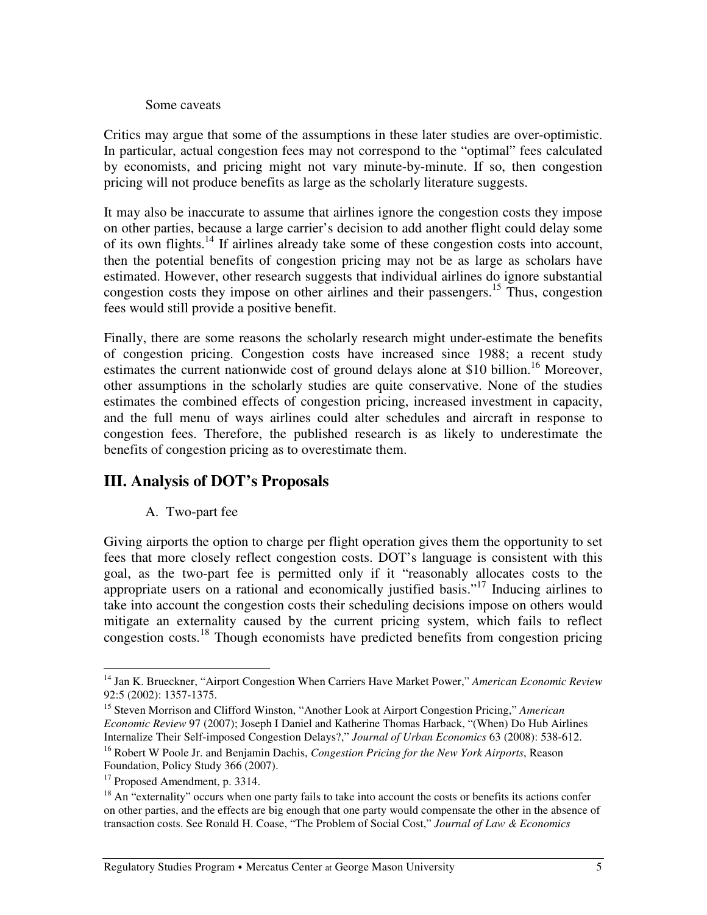Some caveats

Critics may argue that some of the assumptions in these later studies are over-optimistic. In particular, actual congestion fees may not correspond to the "optimal" fees calculated by economists, and pricing might not vary minute-by-minute. If so, then congestion pricing will not produce benefits as large as the scholarly literature suggests.

It may also be inaccurate to assume that airlines ignore the congestion costs they impose on other parties, because a large carrier's decision to add another flight could delay some of its own flights.[14] If airlines already take some of these congestion costs into account, then the potential benefits of congestion pricing may not be as large as scholars have estimated. However, other research suggests that individual airlines do ignore substantial congestion costs they impose on other airlines and their passengers.[15] Thus, congestion fees would still provide a positive benefit.

Finally, there are some reasons the scholarly research might under-estimate the benefits of congestion pricing. Congestion costs have increased since 1988; a recent study estimates the current nationwide cost of ground delays alone at $10 billion.[16] Moreover, other assumptions in the scholarly studies are quite conservative. None of the studies estimates the combined effects of congestion pricing, increased investment in capacity, and the full menu of ways airlines could alter schedules and aircraft in response to congestion fees. Therefore, the published research is as likely to underestimate the benefits of congestion pricing as to overestimate them.

## III. Analysis of DOT's Proposals

A. Two-part fee

Giving airports the option to charge per flight operation gives them the opportunity to set fees that more closely reflect congestion costs. DOT's language is consistent with this goal, as the two-part fee is permitted only if it "reasonably allocates costs to the appropriate users on a rational and economically justified basis."[17] Inducing airlines to take into account the congestion costs their scheduling decisions impose on others would mitigate an externality caused by the current pricing system, which fails to reflect congestion costs.[18] Though economists have predicted benefits from congestion pricing

---

[14] Jan K. Brueckner, "Airport Congestion When Carriers Have Market Power," *American Economic Review* 92:5 (2002): 1357-1375.

[15] Steven Morrison and Clifford Winston, "Another Look at Airport Congestion Pricing," *American Economic Review* 97 (2007); Joseph I Daniel and Katherine Thomas Harback, "(When) Do Hub Airlines Internalize Their Self-imposed Congestion Delays?," *Journal of Urban Economics* 63 (2008): 538-612.

[16] Robert W Poole Jr. and Benjamin Dachis, *Congestion Pricing for the New York Airports*, Reason Foundation, Policy Study 366 (2007).

[17] Proposed Amendment, p. 3314.

[18] An "externality" occurs when one party fails to take into account the costs or benefits its actions confer on other parties, and the effects are big enough that one party would compensate the other in the absence of transaction costs. See Ronald H. Coase, "The Problem of Social Cost," *Journal of Law & Economics*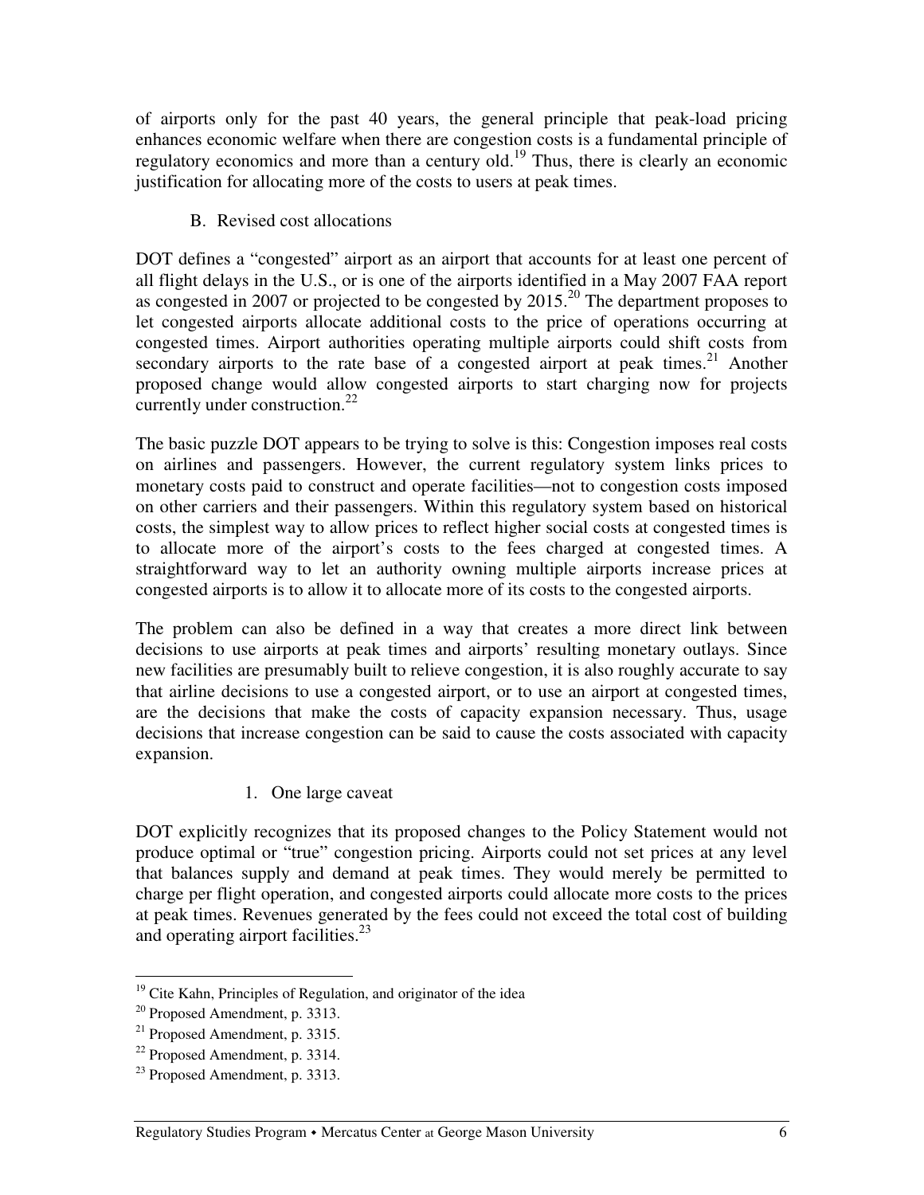of airports only for the past 40 years, the general principle that peak-load pricing enhances economic welfare when there are congestion costs is a fundamental principle of regulatory economics and more than a century old.[19] Thus, there is clearly an economic justification for allocating more of the costs to users at peak times.

### B. Revised cost allocations

DOT defines a "congested" airport as an airport that accounts for at least one percent of all flight delays in the U.S., or is one of the airports identified in a May 2007 FAA report as congested in 2007 or projected to be congested by 2015.[20] The department proposes to let congested airports allocate additional costs to the price of operations occurring at congested times. Airport authorities operating multiple airports could shift costs from secondary airports to the rate base of a congested airport at peak times.[21] Another proposed change would allow congested airports to start charging now for projects currently under construction.[22]

The basic puzzle DOT appears to be trying to solve is this: Congestion imposes real costs on airlines and passengers. However, the current regulatory system links prices to monetary costs paid to construct and operate facilities—not to congestion costs imposed on other carriers and their passengers. Within this regulatory system based on historical costs, the simplest way to allow prices to reflect higher social costs at congested times is to allocate more of the airport's costs to the fees charged at congested times. A straightforward way to let an authority owning multiple airports increase prices at congested airports is to allow it to allocate more of its costs to the congested airports.

The problem can also be defined in a way that creates a more direct link between decisions to use airports at peak times and airports' resulting monetary outlays. Since new facilities are presumably built to relieve congestion, it is also roughly accurate to say that airline decisions to use a congested airport, or to use an airport at congested times, are the decisions that make the costs of capacity expansion necessary. Thus, usage decisions that increase congestion can be said to cause the costs associated with capacity expansion.

#### 1. One large caveat

DOT explicitly recognizes that its proposed changes to the Policy Statement would not produce optimal or "true" congestion pricing. Airports could not set prices at any level that balances supply and demand at peak times. They would merely be permitted to charge per flight operation, and congested airports could allocate more costs to the prices at peak times. Revenues generated by the fees could not exceed the total cost of building and operating airport facilities.[23]

---

[19] Cite Kahn, Principles of Regulation, and originator of the idea

[20] Proposed Amendment, p. 3313.

[21] Proposed Amendment, p. 3315.

[22] Proposed Amendment, p. 3314.

[23] Proposed Amendment, p. 3313.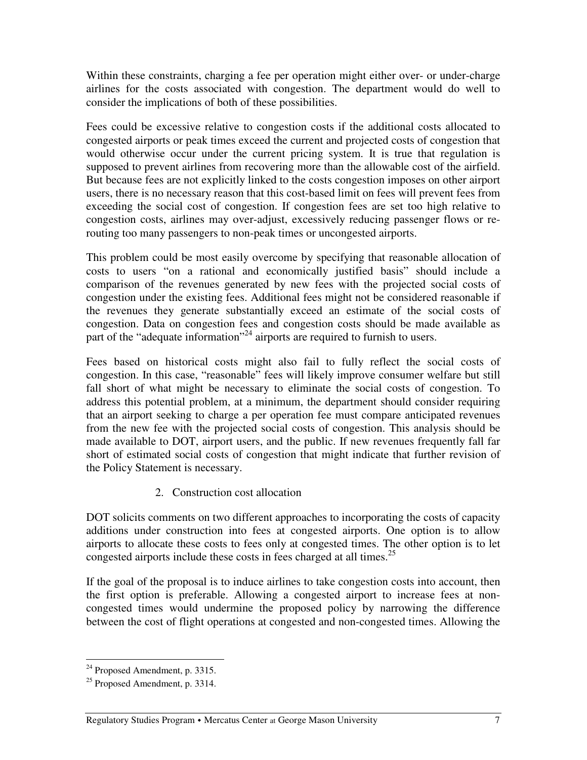Within these constraints, charging a fee per operation might either over- or under-charge airlines for the costs associated with congestion. The department would do well to consider the implications of both of these possibilities.

Fees could be excessive relative to congestion costs if the additional costs allocated to congested airports or peak times exceed the current and projected costs of congestion that would otherwise occur under the current pricing system. It is true that regulation is supposed to prevent airlines from recovering more than the allowable cost of the airfield. But because fees are not explicitly linked to the costs congestion imposes on other airport users, there is no necessary reason that this cost-based limit on fees will prevent fees from exceeding the social cost of congestion. If congestion fees are set too high relative to congestion costs, airlines may over-adjust, excessively reducing passenger flows or re-routing too many passengers to non-peak times or uncongested airports.

This problem could be most easily overcome by specifying that reasonable allocation of costs to users "on a rational and economically justified basis" should include a comparison of the revenues generated by new fees with the projected social costs of congestion under the existing fees. Additional fees might not be considered reasonable if the revenues they generate substantially exceed an estimate of the social costs of congestion. Data on congestion fees and congestion costs should be made available as part of the "adequate information"[24] airports are required to furnish to users.

Fees based on historical costs might also fail to fully reflect the social costs of congestion. In this case, "reasonable" fees will likely improve consumer welfare but still fall short of what might be necessary to eliminate the social costs of congestion. To address this potential problem, at a minimum, the department should consider requiring that an airport seeking to charge a per operation fee must compare anticipated revenues from the new fee with the projected social costs of congestion. This analysis should be made available to DOT, airport users, and the public. If new revenues frequently fall far short of estimated social costs of congestion that might indicate that further revision of the Policy Statement is necessary.

2. Construction cost allocation

DOT solicits comments on two different approaches to incorporating the costs of capacity additions under construction into fees at congested airports. One option is to allow airports to allocate these costs to fees only at congested times. The other option is to let congested airports include these costs in fees charged at all times.[25]

If the goal of the proposal is to induce airlines to take congestion costs into account, then the first option is preferable. Allowing a congested airport to increase fees at non-congested times would undermine the proposed policy by narrowing the difference between the cost of flight operations at congested and non-congested times. Allowing the

---

[24] Proposed Amendment, p. 3315.

[25] Proposed Amendment, p. 3314.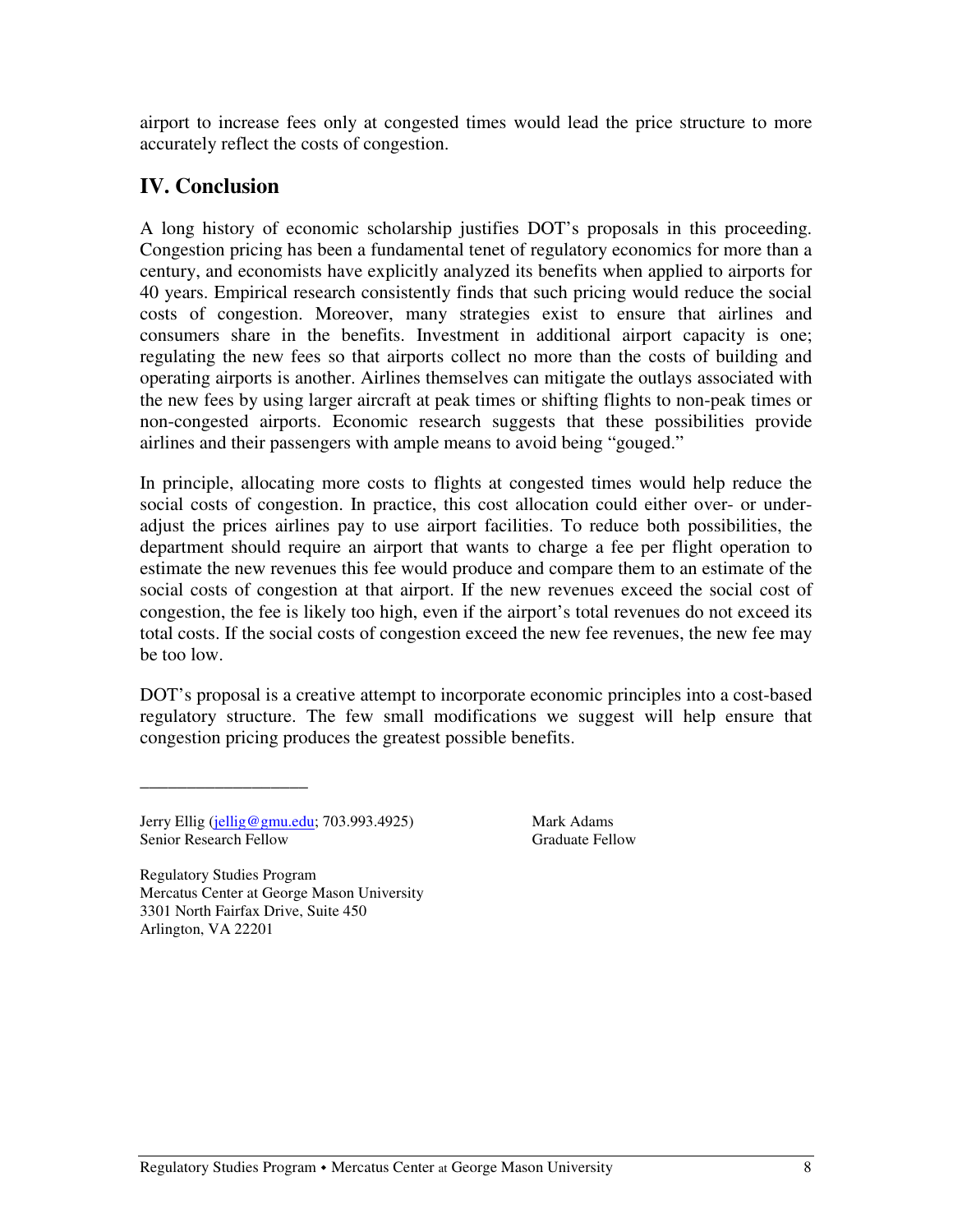airport to increase fees only at congested times would lead the price structure to more accurately reflect the costs of congestion.

## IV. Conclusion

A long history of economic scholarship justifies DOT's proposals in this proceeding. Congestion pricing has been a fundamental tenet of regulatory economics for more than a century, and economists have explicitly analyzed its benefits when applied to airports for 40 years. Empirical research consistently finds that such pricing would reduce the social costs of congestion. Moreover, many strategies exist to ensure that airlines and consumers share in the benefits. Investment in additional airport capacity is one; regulating the new fees so that airports collect no more than the costs of building and operating airports is another. Airlines themselves can mitigate the outlays associated with the new fees by using larger aircraft at peak times or shifting flights to non-peak times or non-congested airports. Economic research suggests that these possibilities provide airlines and their passengers with ample means to avoid being "gouged."

In principle, allocating more costs to flights at congested times would help reduce the social costs of congestion. In practice, this cost allocation could either over- or under-adjust the prices airlines pay to use airport facilities. To reduce both possibilities, the department should require an airport that wants to charge a fee per flight operation to estimate the new revenues this fee would produce and compare them to an estimate of the social costs of congestion at that airport. If the new revenues exceed the social cost of congestion, the fee is likely too high, even if the airport's total revenues do not exceed its total costs. If the social costs of congestion exceed the new fee revenues, the new fee may be too low.

DOT's proposal is a creative attempt to incorporate economic principles into a cost-based regulatory structure. The few small modifications we suggest will help ensure that congestion pricing produces the greatest possible benefits.

___________________

Jerry Ellig (jellig@gmu.edu; 703.993.4925)
Senior Research Fellow

Mark Adams
Graduate Fellow

Regulatory Studies Program
Mercatus Center at George Mason University
3301 North Fairfax Drive, Suite 450
Arlington, VA 22201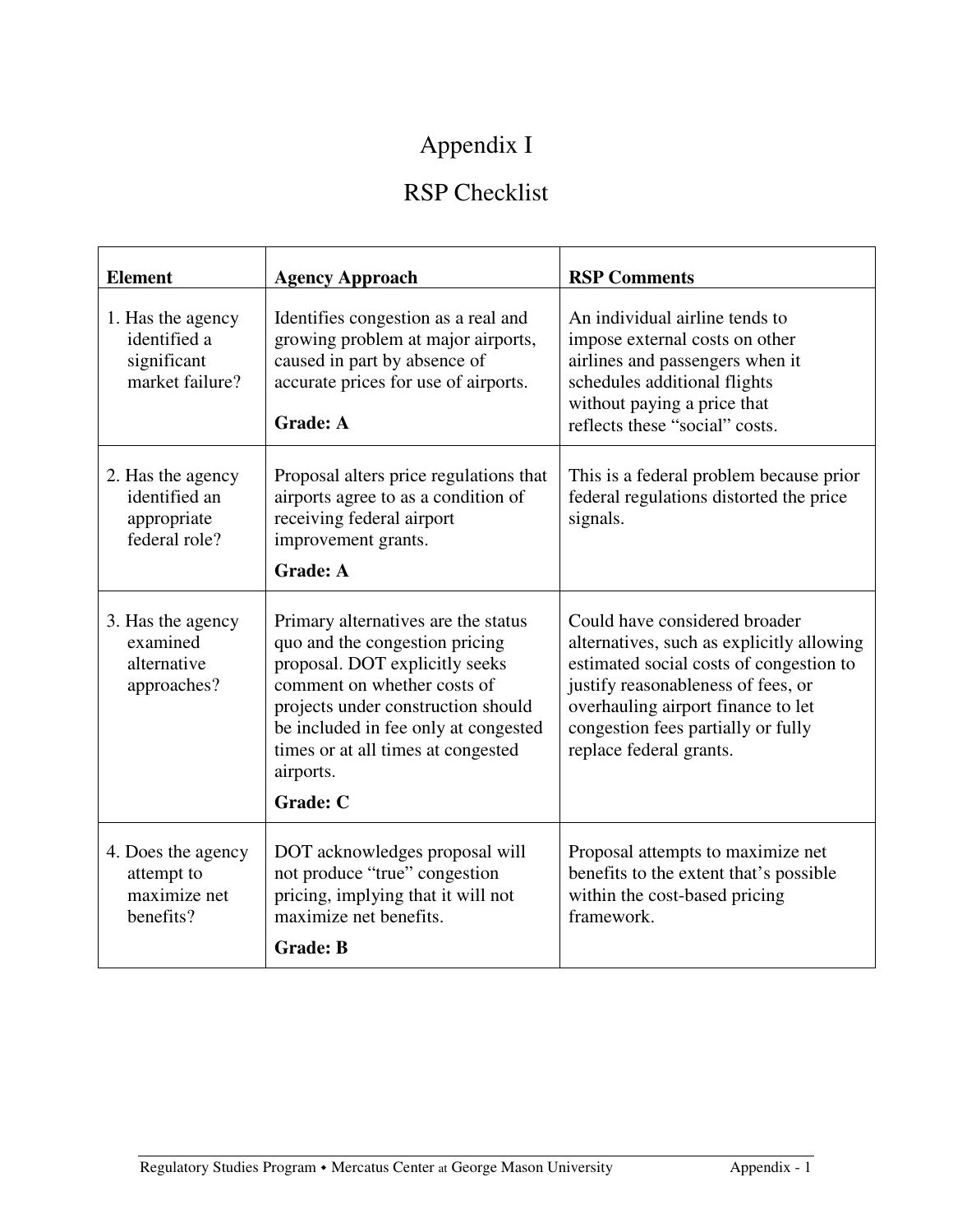# Appendix I

## RSP Checklist

| Element | Agency Approach | RSP Comments |
|---|---|---|
| 1. Has the agency identified a significant market failure? | Identifies congestion as a real and growing problem at major airports, caused in part by absence of accurate prices for use of airports. **Grade: A** | An individual airline tends to impose external costs on other airlines and passengers when it schedules additional flights without paying a price that reflects these "social" costs. |
| 2. Has the agency identified an appropriate federal role? | Proposal alters price regulations that airports agree to as a condition of receiving federal airport improvement grants. **Grade: A** | This is a federal problem because prior federal regulations distorted the price signals. |
| 3. Has the agency examined alternative approaches? | Primary alternatives are the status quo and the congestion pricing proposal. DOT explicitly seeks comment on whether costs of projects under construction should be included in fee only at congested times or at all times at congested airports. **Grade: C** | Could have considered broader alternatives, such as explicitly allowing estimated social costs of congestion to justify reasonableness of fees, or overhauling airport finance to let congestion fees partially or fully replace federal grants. |
| 4. Does the agency attempt to maximize net benefits? | DOT acknowledges proposal will not produce "true" congestion pricing, implying that it will not maximize net benefits. **Grade: B** | Proposal attempts to maximize net benefits to the extent that's possible within the cost-based pricing framework. |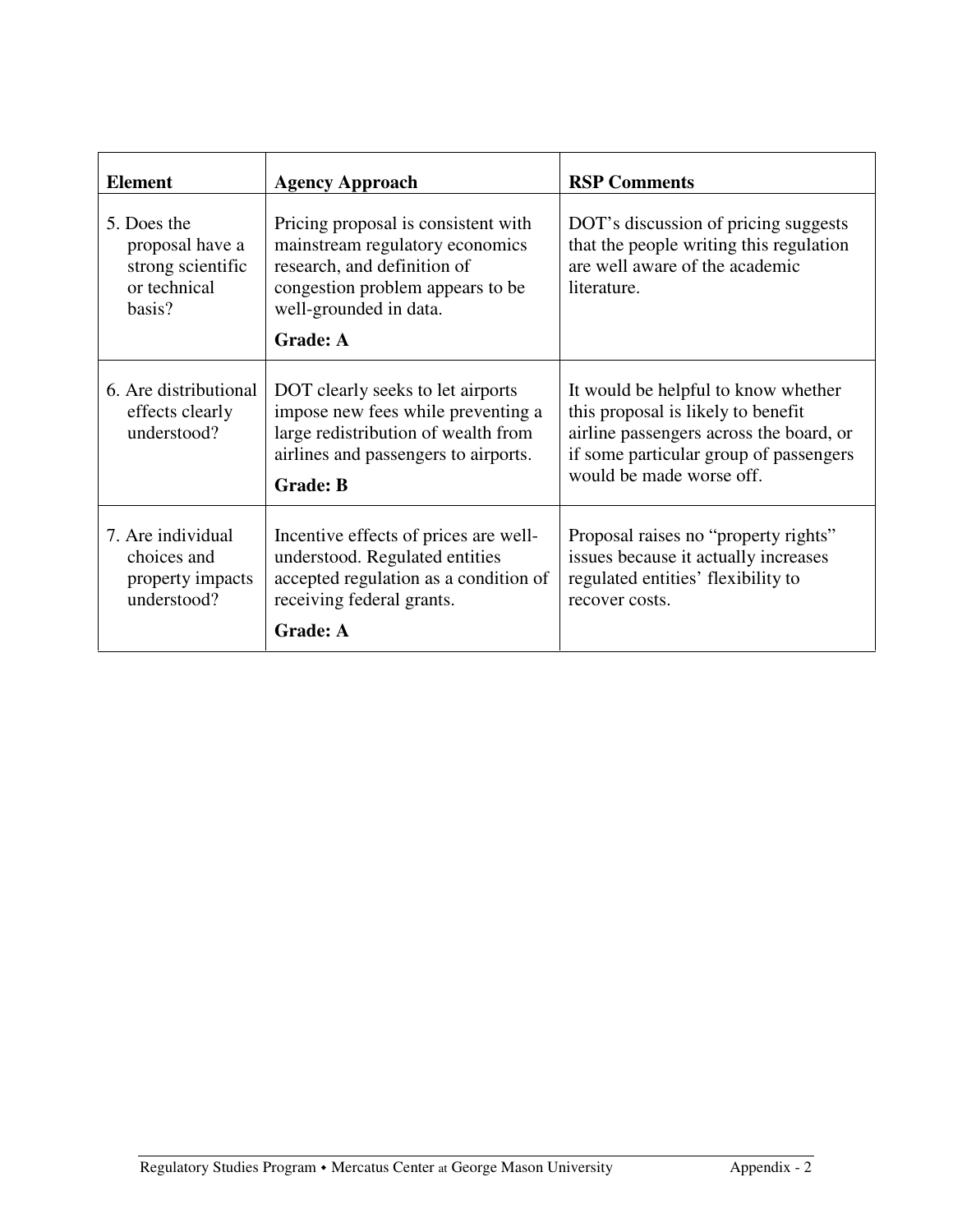| Element | Agency Approach | RSP Comments |
| --- | --- | --- |
| 5. Does the proposal have a strong scientific or technical basis? | Pricing proposal is consistent with mainstream regulatory economics research, and definition of congestion problem appears to be well-grounded in data. **Grade: A** | DOT's discussion of pricing suggests that the people writing this regulation are well aware of the academic literature. |
| 6. Are distributional effects clearly understood? | DOT clearly seeks to let airports impose new fees while preventing a large redistribution of wealth from airlines and passengers to airports. **Grade: B** | It would be helpful to know whether this proposal is likely to benefit airline passengers across the board, or if some particular group of passengers would be made worse off. |
| 7. Are individual choices and property impacts understood? | Incentive effects of prices are well-understood. Regulated entities accepted regulation as a condition of receiving federal grants. **Grade: A** | Proposal raises no "property rights" issues because it actually increases regulated entities' flexibility to recover costs. |